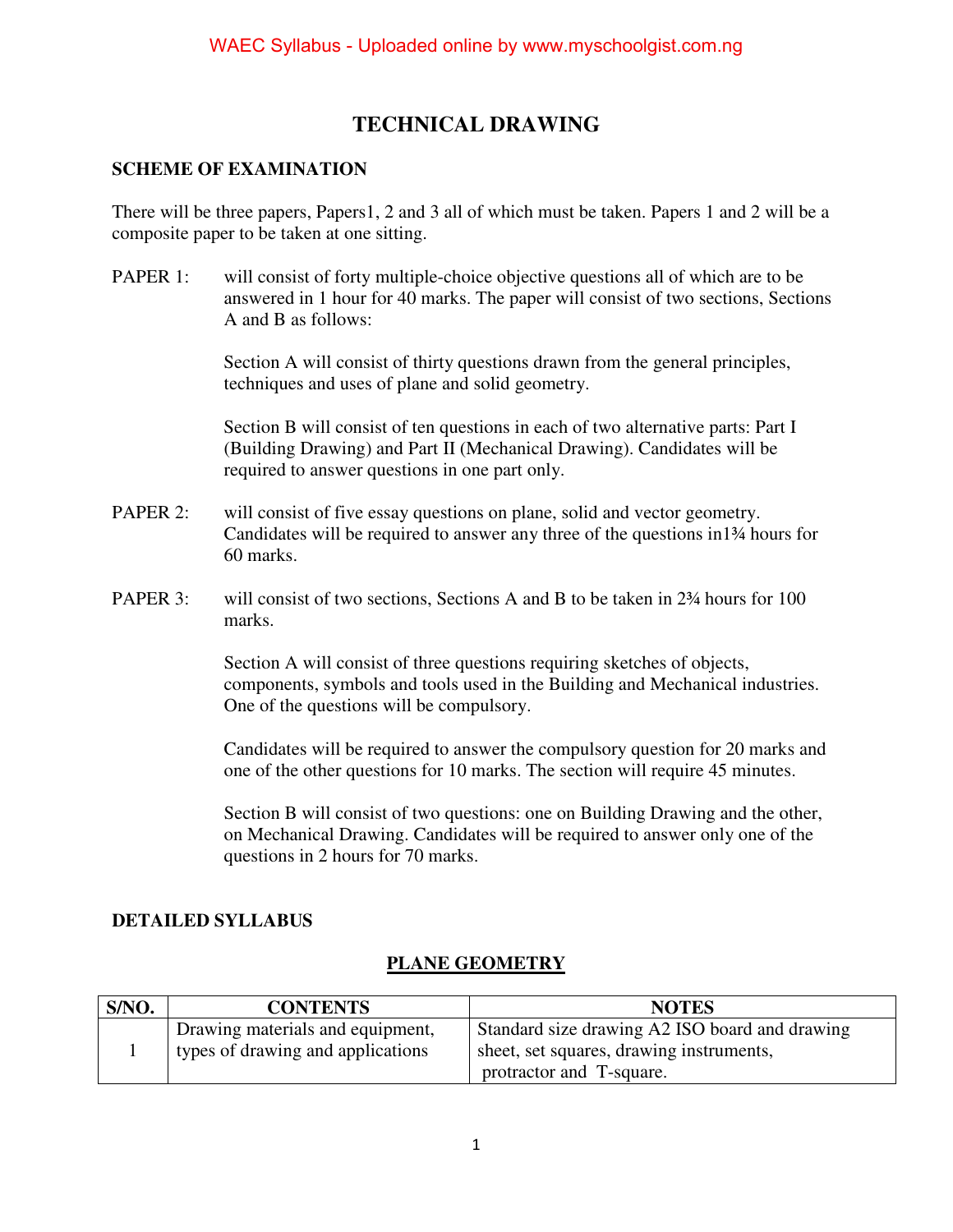# TECHNICAL DRAWING

## SCHEME OF EXAMINATION

There will be three papers, Papers1, 2 and 3 all of which must be taken. Papers 1 and 2 will be a composite paper to be taken at one sitting.

PAPER 1: will consist of forty multiple-choice objective questions all of which are to be answered in 1 hour for 40 marks. The paper will consist of two sections, Sections A and B as follows:

Section A will consist of thirty questions drawn from the general principles, techniques and uses of plane and solid geometry.

Section B will consist of ten questions in each of two alternative parts: Part I (Building Drawing) and Part II (Mechanical Drawing). Candidates will be required to answer questions in one part only.

PAPER 2: will consist of five essay questions on plane, solid and vector geometry. Candidates will be required to answer any three of the questions in1¾ hours for 60 marks.

PAPER 3: will consist of two sections, Sections A and B to be taken in 2¾ hours for 100 marks.

Section A will consist of three questions requiring sketches of objects, components, symbols and tools used in the Building and Mechanical industries. One of the questions will be compulsory.

Candidates will be required to answer the compulsory question for 20 marks and one of the other questions for 10 marks. The section will require 45 minutes.

Section B will consist of two questions: one on Building Drawing and the other, on Mechanical Drawing. Candidates will be required to answer only one of the questions in 2 hours for 70 marks.

## DETAILED SYLLABUS

### PLANE GEOMETRY

| S/NO. | CONTENTS | NOTES |
|---|---|---|
| 1 | Drawing materials and equipment, types of drawing and applications | Standard size drawing A2 ISO board and drawing sheet, set squares, drawing instruments, protractor and T-square. |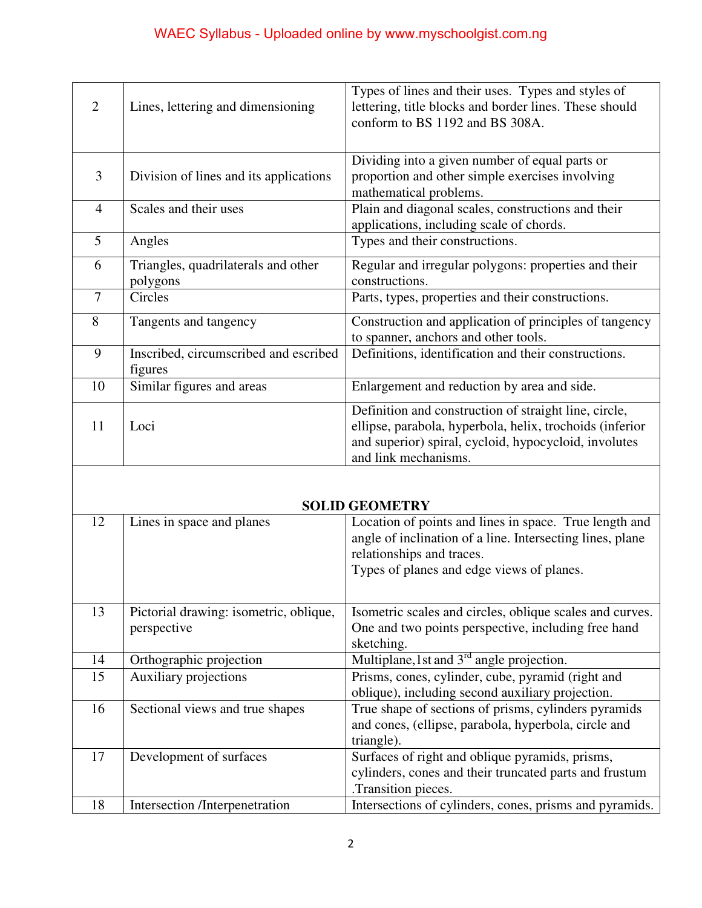| | | |
|---|---|---|
| 2 | Lines, lettering and dimensioning | Types of lines and their uses. Types and styles of lettering, title blocks and border lines. These should conform to BS 1192 and BS 308A. |
| 3 | Division of lines and its applications | Dividing into a given number of equal parts or proportion and other simple exercises involving mathematical problems. |
| 4 | Scales and their uses | Plain and diagonal scales, constructions and their applications, including scale of chords. |
| 5 | Angles | Types and their constructions. |
| 6 | Triangles, quadrilaterals and other polygons | Regular and irregular polygons: properties and their constructions. |
| 7 | Circles | Parts, types, properties and their constructions. |
| 8 | Tangents and tangency | Construction and application of principles of tangency to spanner, anchors and other tools. |
| 9 | Inscribed, circumscribed and escribed figures | Definitions, identification and their constructions. |
| 10 | Similar figures and areas | Enlargement and reduction by area and side. |
| 11 | Loci | Definition and construction of straight line, circle, ellipse, parabola, hyperbola, helix, trochoids (inferior and superior) spiral, cycloid, hypocycloid, involutes and link mechanisms. |
| | **SOLID GEOMETRY** | |
| 12 | Lines in space and planes | Location of points and lines in space. True length and angle of inclination of a line. Intersecting lines, plane relationships and traces.<br>Types of planes and edge views of planes. |
| 13 | Pictorial drawing: isometric, oblique, perspective | Isometric scales and circles, oblique scales and curves. One and two points perspective, including free hand sketching. |
| 14 | Orthographic projection | Multiplane,1st and 3rd angle projection. |
| 15 | Auxiliary projections | Prisms, cones, cylinder, cube, pyramid (right and oblique), including second auxiliary projection. |
| 16 | Sectional views and true shapes | True shape of sections of prisms, cylinders pyramids and cones, (ellipse, parabola, hyperbola, circle and triangle). |
| 17 | Development of surfaces | Surfaces of right and oblique pyramids, prisms, cylinders, cones and their truncated parts and frustum .Transition pieces. |
| 18 | Intersection /Interpenetration | Intersections of cylinders, cones, prisms and pyramids. |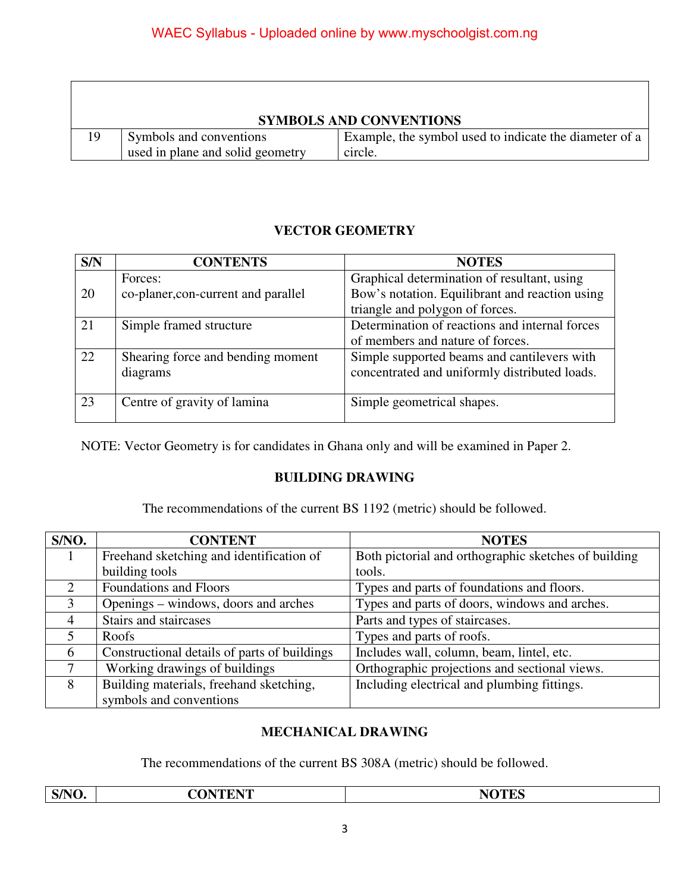| | SYMBOLS AND CONVENTIONS | |
|---|---|---|
| 19 | Symbols and conventions used in plane and solid geometry | Example, the symbol used to indicate the diameter of a circle. |

## VECTOR GEOMETRY

| S/N | CONTENTS | NOTES |
|---|---|---|
| 20 | Forces:<br>co-planer,con-current and parallel | Graphical determination of resultant, using Bow's notation. Equilibrant and reaction using triangle and polygon of forces. |
| 21 | Simple framed structure | Determination of reactions and internal forces of members and nature of forces. |
| 22 | Shearing force and bending moment diagrams | Simple supported beams and cantilevers with concentrated and uniformly distributed loads. |
| 23 | Centre of gravity of lamina | Simple geometrical shapes. |

NOTE: Vector Geometry is for candidates in Ghana only and will be examined in Paper 2.

## BUILDING DRAWING

The recommendations of the current BS 1192 (metric) should be followed.

| S/NO. | CONTENT | NOTES |
|---|---|---|
| 1 | Freehand sketching and identification of building tools | Both pictorial and orthographic sketches of building tools. |
| 2 | Foundations and Floors | Types and parts of foundations and floors. |
| 3 | Openings – windows, doors and arches | Types and parts of doors, windows and arches. |
| 4 | Stairs and staircases | Parts and types of staircases. |
| 5 | Roofs | Types and parts of roofs. |
| 6 | Constructional details of parts of buildings | Includes wall, column, beam, lintel, etc. |
| 7 | Working drawings of buildings | Orthographic projections and sectional views. |
| 8 | Building materials, freehand sketching, symbols and conventions | Including electrical and plumbing fittings. |

## MECHANICAL DRAWING

The recommendations of the current BS 308A (metric) should be followed.

| S/NO. | CONTENT | NOTES |
|---|---|---|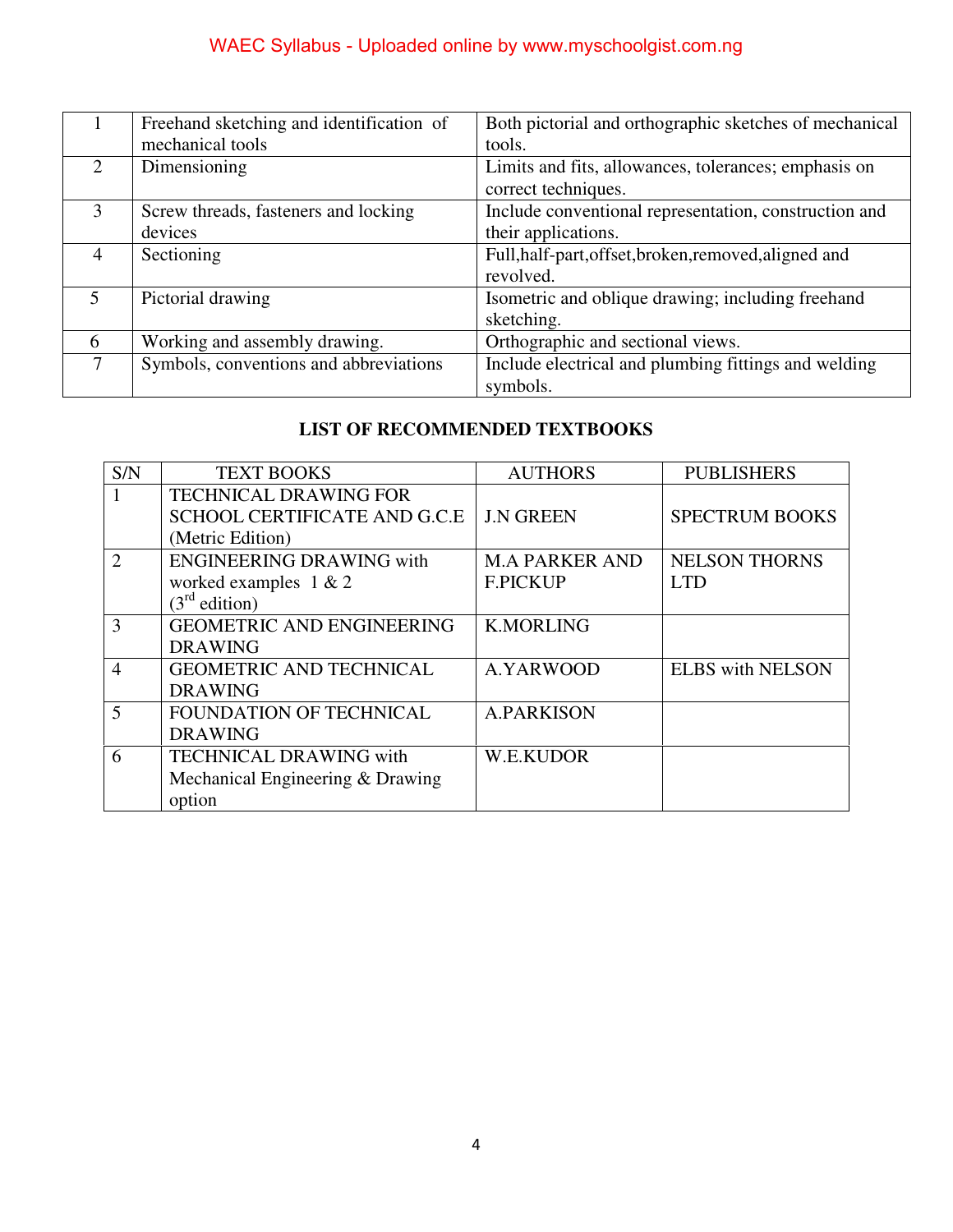| | | |
|---|---|---|
| 1 | Freehand sketching and identification of mechanical tools | Both pictorial and orthographic sketches of mechanical tools. |
| 2 | Dimensioning | Limits and fits, allowances, tolerances; emphasis on correct techniques. |
| 3 | Screw threads, fasteners and locking devices | Include conventional representation, construction and their applications. |
| 4 | Sectioning | Full,half-part,offset,broken,removed,aligned and revolved. |
| 5 | Pictorial drawing | Isometric and oblique drawing; including freehand sketching. |
| 6 | Working and assembly drawing. | Orthographic and sectional views. |
| 7 | Symbols, conventions and abbreviations | Include electrical and plumbing fittings and welding symbols. |

## LIST OF RECOMMENDED TEXTBOOKS

| S/N | TEXT BOOKS | AUTHORS | PUBLISHERS |
|---|---|---|---|
| 1 | TECHNICAL DRAWING FOR SCHOOL CERTIFICATE AND G.C.E (Metric Edition) | J.N GREEN | SPECTRUM BOOKS |
| 2 | ENGINEERING DRAWING with worked examples 1 & 2 (3rd edition) | M.A PARKER AND F.PICKUP | NELSON THORNS LTD |
| 3 | GEOMETRIC AND ENGINEERING DRAWING | K.MORLING | |
| 4 | GEOMETRIC AND TECHNICAL DRAWING | A.YARWOOD | ELBS with NELSON |
| 5 | FOUNDATION OF TECHNICAL DRAWING | A.PARKISON | |
| 6 | TECHNICAL DRAWING with Mechanical Engineering & Drawing option | W.E.KUDOR | |